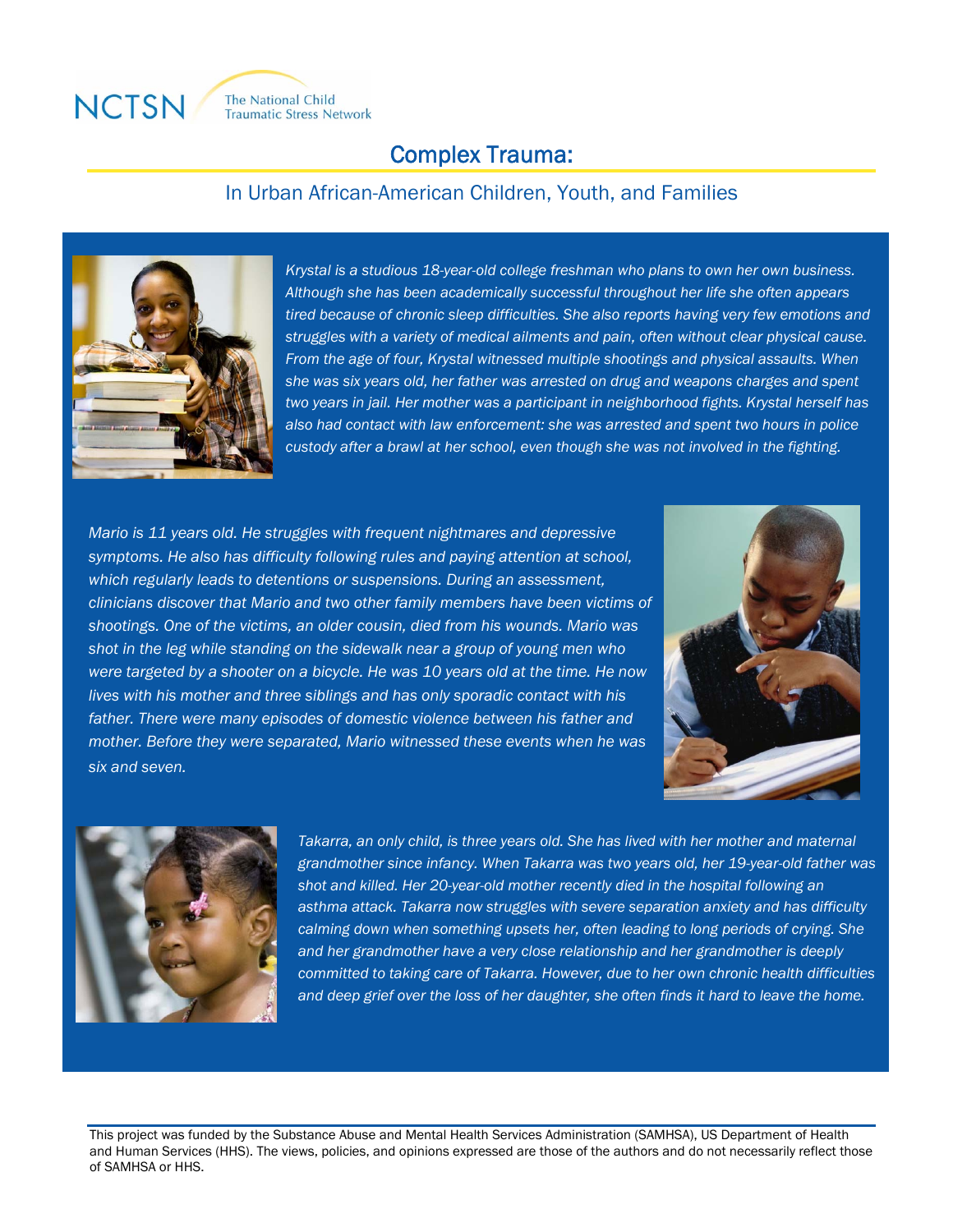NCTSN The National Child Traumatic Stress Network

# Complex Trauma:

## In Urban African-American Children, Youth, and Families

*Krystal is a studious 18-year-old college freshman who plans to own her own business. Although she has been academically successful throughout her life she often appears tired because of chronic sleep difficulties. She also reports having very few emotions and struggles with a variety of medical ailments and pain, often without clear physical cause. From the age of four, Krystal witnessed multiple shootings and physical assaults. When she was six years old, her father was arrested on drug and weapons charges and spent two years in jail. Her mother was a participant in neighborhood fights. Krystal herself has also had contact with law enforcement: she was arrested and spent two hours in police custody after a brawl at her school, even though she was not involved in the fighting.*

*Mario is 11 years old. He struggles with frequent nightmares and depressive symptoms. He also has difficulty following rules and paying attention at school, which regularly leads to detentions or suspensions. During an assessment, clinicians discover that Mario and two other family members have been victims of shootings. One of the victims, an older cousin, died from his wounds. Mario was shot in the leg while standing on the sidewalk near a group of young men who were targeted by a shooter on a bicycle. He was 10 years old at the time. He now lives with his mother and three siblings and has only sporadic contact with his father. There were many episodes of domestic violence between his father and mother. Before they were separated, Mario witnessed these events when he was six and seven.*

*Takarra, an only child, is three years old. She has lived with her mother and maternal grandmother since infancy. When Takarra was two years old, her 19-year-old father was shot and killed. Her 20-year-old mother recently died in the hospital following an asthma attack. Takarra now struggles with severe separation anxiety and has difficulty calming down when something upsets her, often leading to long periods of crying. She and her grandmother have a very close relationship and her grandmother is deeply committed to taking care of Takarra. However, due to her own chronic health difficulties and deep grief over the loss of her daughter, she often finds it hard to leave the home.*

This project was funded by the Substance Abuse and Mental Health Services Administration (SAMHSA), US Department of Health and Human Services (HHS). The views, policies, and opinions expressed are those of the authors and do not necessarily reflect those of SAMHSA or HHS.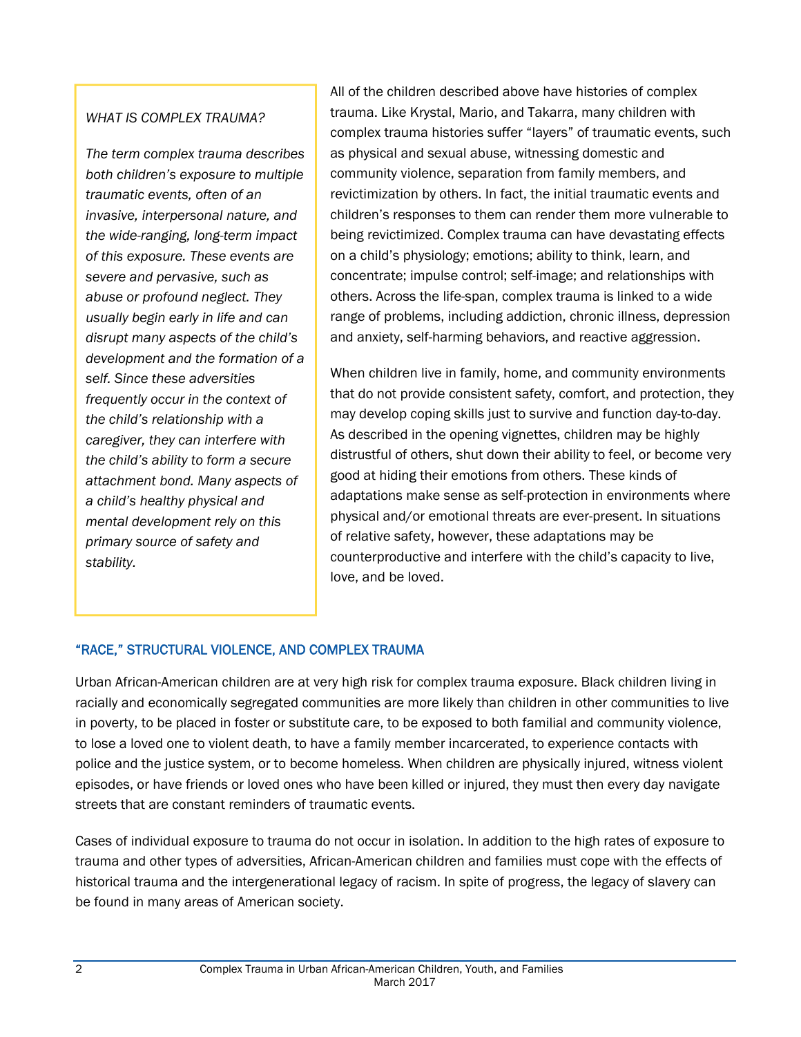*WHAT IS COMPLEX TRAUMA?*

*The term complex trauma describes both children's exposure to multiple traumatic events, often of an invasive, interpersonal nature, and the wide-ranging, long-term impact of this exposure. These events are severe and pervasive, such as abuse or profound neglect. They usually begin early in life and can disrupt many aspects of the child's development and the formation of a self. Since these adversities frequently occur in the context of the child's relationship with a caregiver, they can interfere with the child's ability to form a secure attachment bond. Many aspects of a child's healthy physical and mental development rely on this primary source of safety and stability.*

All of the children described above have histories of complex trauma. Like Krystal, Mario, and Takarra, many children with complex trauma histories suffer "layers" of traumatic events, such as physical and sexual abuse, witnessing domestic and community violence, separation from family members, and revictimization by others. In fact, the initial traumatic events and children's responses to them can render them more vulnerable to being revictimized. Complex trauma can have devastating effects on a child's physiology; emotions; ability to think, learn, and concentrate; impulse control; self-image; and relationships with others. Across the life-span, complex trauma is linked to a wide range of problems, including addiction, chronic illness, depression and anxiety, self-harming behaviors, and reactive aggression.

When children live in family, home, and community environments that do not provide consistent safety, comfort, and protection, they may develop coping skills just to survive and function day-to-day. As described in the opening vignettes, children may be highly distrustful of others, shut down their ability to feel, or become very good at hiding their emotions from others. These kinds of adaptations make sense as self-protection in environments where physical and/or emotional threats are ever-present. In situations of relative safety, however, these adaptations may be counterproductive and interfere with the child's capacity to live, love, and be loved.

## "RACE," STRUCTURAL VIOLENCE, AND COMPLEX TRAUMA

Urban African-American children are at very high risk for complex trauma exposure. Black children living in racially and economically segregated communities are more likely than children in other communities to live in poverty, to be placed in foster or substitute care, to be exposed to both familial and community violence, to lose a loved one to violent death, to have a family member incarcerated, to experience contacts with police and the justice system, or to become homeless. When children are physically injured, witness violent episodes, or have friends or loved ones who have been killed or injured, they must then every day navigate streets that are constant reminders of traumatic events.

Cases of individual exposure to trauma do not occur in isolation. In addition to the high rates of exposure to trauma and other types of adversities, African-American children and families must cope with the effects of historical trauma and the intergenerational legacy of racism. In spite of progress, the legacy of slavery can be found in many areas of American society.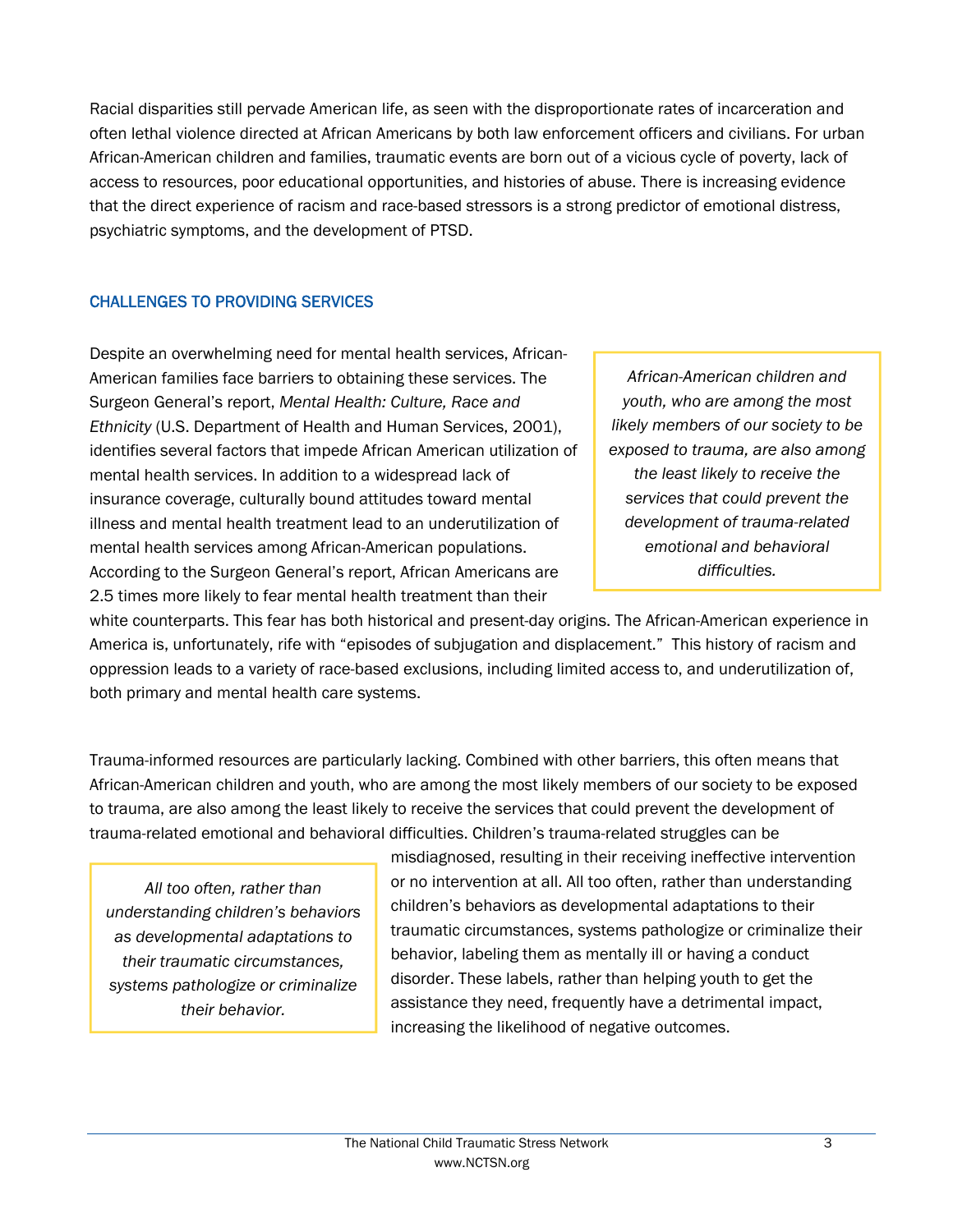Racial disparities still pervade American life, as seen with the disproportionate rates of incarceration and often lethal violence directed at African Americans by both law enforcement officers and civilians. For urban African-American children and families, traumatic events are born out of a vicious cycle of poverty, lack of access to resources, poor educational opportunities, and histories of abuse. There is increasing evidence that the direct experience of racism and race-based stressors is a strong predictor of emotional distress, psychiatric symptoms, and the development of PTSD.

## CHALLENGES TO PROVIDING SERVICES

Despite an overwhelming need for mental health services, African-American families face barriers to obtaining these services. The Surgeon General's report, *Mental Health: Culture, Race and Ethnicity* (U.S. Department of Health and Human Services, 2001), identifies several factors that impede African American utilization of mental health services. In addition to a widespread lack of insurance coverage, culturally bound attitudes toward mental illness and mental health treatment lead to an underutilization of mental health services among African-American populations. According to the Surgeon General's report, African Americans are 2.5 times more likely to fear mental health treatment than their white counterparts. This fear has both historical and present-day origins. The African-American experience in America is, unfortunately, rife with "episodes of subjugation and displacement." This history of racism and oppression leads to a variety of race-based exclusions, including limited access to, and underutilization of, both primary and mental health care systems.

> *African-American children and youth, who are among the most likely members of our society to be exposed to trauma, are also among the least likely to receive the services that could prevent the development of trauma-related emotional and behavioral difficulties.*

Trauma-informed resources are particularly lacking. Combined with other barriers, this often means that African-American children and youth, who are among the most likely members of our society to be exposed to trauma, are also among the least likely to receive the services that could prevent the development of trauma-related emotional and behavioral difficulties. Children's trauma-related struggles can be misdiagnosed, resulting in their receiving ineffective intervention or no intervention at all. All too often, rather than understanding children's behaviors as developmental adaptations to their traumatic circumstances, systems pathologize or criminalize their behavior, labeling them as mentally ill or having a conduct disorder. These labels, rather than helping youth to get the assistance they need, frequently have a detrimental impact, increasing the likelihood of negative outcomes.

> *All too often, rather than understanding children's behaviors as developmental adaptations to their traumatic circumstances, systems pathologize or criminalize their behavior.*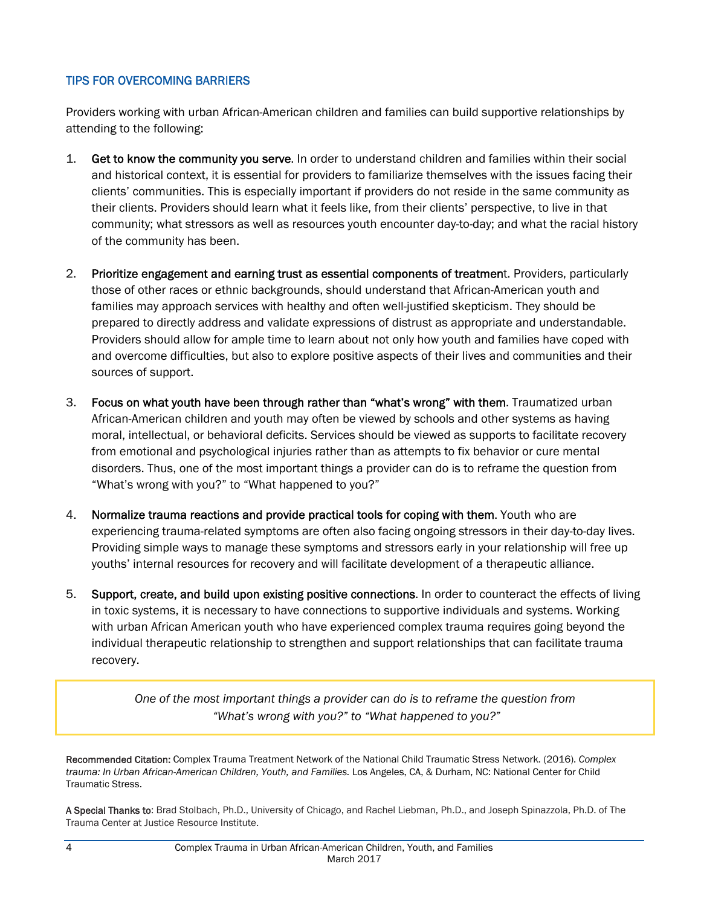## TIPS FOR OVERCOMING BARRIERS

Providers working with urban African-American children and families can build supportive relationships by attending to the following:

1. **Get to know the community you serve**. In order to understand children and families within their social and historical context, it is essential for providers to familiarize themselves with the issues facing their clients' communities. This is especially important if providers do not reside in the same community as their clients. Providers should learn what it feels like, from their clients' perspective, to live in that community; what stressors as well as resources youth encounter day-to-day; and what the racial history of the community has been.

2. **Prioritize engagement and earning trust as essential components of treatment**. Providers, particularly those of other races or ethnic backgrounds, should understand that African-American youth and families may approach services with healthy and often well-justified skepticism. They should be prepared to directly address and validate expressions of distrust as appropriate and understandable. Providers should allow for ample time to learn about not only how youth and families have coped with and overcome difficulties, but also to explore positive aspects of their lives and communities and their sources of support.

3. **Focus on what youth have been through rather than "what's wrong" with them**. Traumatized urban African-American children and youth may often be viewed by schools and other systems as having moral, intellectual, or behavioral deficits. Services should be viewed as supports to facilitate recovery from emotional and psychological injuries rather than as attempts to fix behavior or cure mental disorders. Thus, one of the most important things a provider can do is to reframe the question from "What's wrong with you?" to "What happened to you?"

4. **Normalize trauma reactions and provide practical tools for coping with them**. Youth who are experiencing trauma-related symptoms are often also facing ongoing stressors in their day-to-day lives. Providing simple ways to manage these symptoms and stressors early in your relationship will free up youths' internal resources for recovery and will facilitate development of a therapeutic alliance.

5. **Support, create, and build upon existing positive connections**. In order to counteract the effects of living in toxic systems, it is necessary to have connections to supportive individuals and systems. Working with urban African American youth who have experienced complex trauma requires going beyond the individual therapeutic relationship to strengthen and support relationships that can facilitate trauma recovery.

> *One of the most important things a provider can do is to reframe the question from "What's wrong with you?" to "What happened to you?"*

**Recommended Citation:** Complex Trauma Treatment Network of the National Child Traumatic Stress Network. (2016). *Complex trauma: In Urban African-American Children, Youth, and Families.* Los Angeles, CA, & Durham, NC: National Center for Child Traumatic Stress.

**A Special Thanks to**: Brad Stolbach, Ph.D., University of Chicago, and Rachel Liebman, Ph.D., and Joseph Spinazzola, Ph.D. of The Trauma Center at Justice Resource Institute.